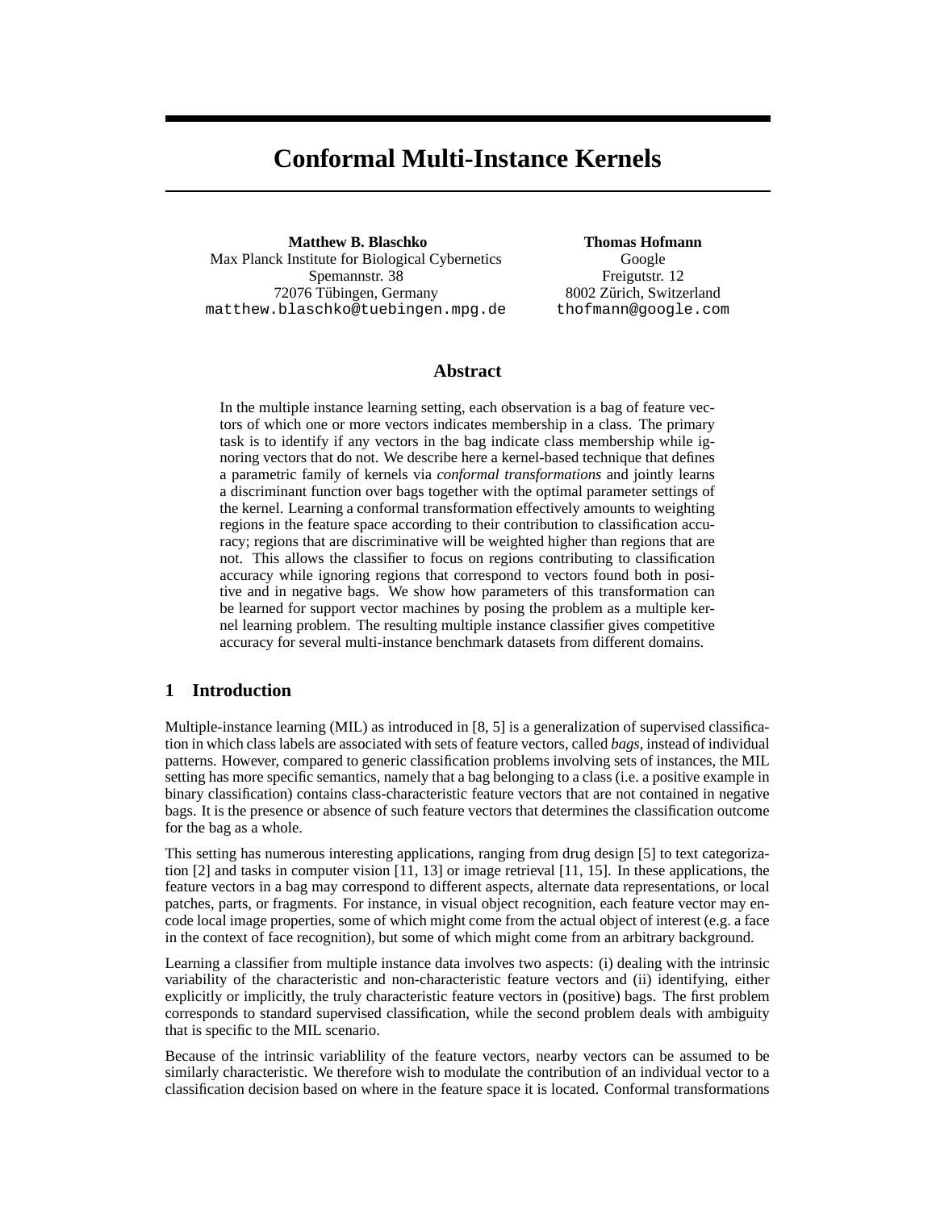# Conformal Multi-Instance Kernels

**Matthew B. Blaschko**
Max Planck Institute for Biological Cybernetics
Spemannstr. 38
72076 Tübingen, Germany
matthew.blaschko@tuebingen.mpg.de

**Thomas Hofmann**
Google
Freigutstr. 12
8002 Zürich, Switzerland
thofmann@google.com

## Abstract

In the multiple instance learning setting, each observation is a bag of feature vectors of which one or more vectors indicates membership in a class. The primary task is to identify if any vectors in the bag indicate class membership while ignoring vectors that do not. We describe here a kernel-based technique that defines a parametric family of kernels via *conformal transformations* and jointly learns a discriminant function over bags together with the optimal parameter settings of the kernel. Learning a conformal transformation effectively amounts to weighting regions in the feature space according to their contribution to classification accuracy; regions that are discriminative will be weighted higher than regions that are not. This allows the classifier to focus on regions contributing to classification accuracy while ignoring regions that correspond to vectors found both in positive and in negative bags. We show how parameters of this transformation can be learned for support vector machines by posing the problem as a multiple kernel learning problem. The resulting multiple instance classifier gives competitive accuracy for several multi-instance benchmark datasets from different domains.

## 1 Introduction

Multiple-instance learning (MIL) as introduced in [8, 5] is a generalization of supervised classification in which class labels are associated with sets of feature vectors, called *bags*, instead of individual patterns. However, compared to generic classification problems involving sets of instances, the MIL setting has more specific semantics, namely that a bag belonging to a class (i.e. a positive example in binary classification) contains class-characteristic feature vectors that are not contained in negative bags. It is the presence or absence of such feature vectors that determines the classification outcome for the bag as a whole.

This setting has numerous interesting applications, ranging from drug design [5] to text categorization [2] and tasks in computer vision [11, 13] or image retrieval [11, 15]. In these applications, the feature vectors in a bag may correspond to different aspects, alternate data representations, or local patches, parts, or fragments. For instance, in visual object recognition, each feature vector may encode local image properties, some of which might come from the actual object of interest (e.g. a face in the context of face recognition), but some of which might come from an arbitrary background.

Learning a classifier from multiple instance data involves two aspects: (i) dealing with the intrinsic variability of the characteristic and non-characteristic feature vectors and (ii) identifying, either explicitly or implicitly, the truly characteristic feature vectors in (positive) bags. The first problem corresponds to standard supervised classification, while the second problem deals with ambiguity that is specific to the MIL scenario.

Because of the intrinsic variablility of the feature vectors, nearby vectors can be assumed to be similarly characteristic. We therefore wish to modulate the contribution of an individual vector to a classification decision based on where in the feature space it is located. Conformal transformations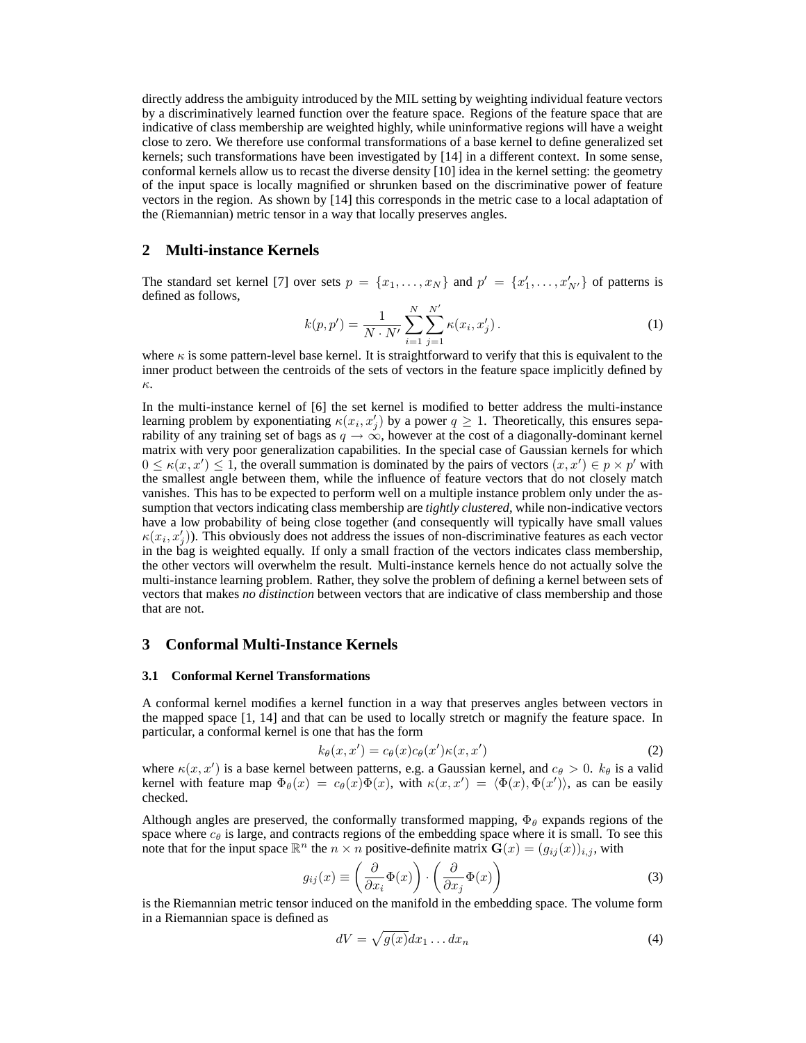directly address the ambiguity introduced by the MIL setting by weighting individual feature vectors by a discriminatively learned function over the feature space. Regions of the feature space that are indicative of class membership are weighted highly, while uninformative regions will have a weight close to zero. We therefore use conformal transformations of a base kernel to define generalized set kernels; such transformations have been investigated by [14] in a different context. In some sense, conformal kernels allow us to recast the diverse density [10] idea in the kernel setting: the geometry of the input space is locally magnified or shrunken based on the discriminative power of feature vectors in the region. As shown by [14] this corresponds in the metric case to a local adaptation of the (Riemannian) metric tensor in a way that locally preserves angles.

## 2 Multi-instance Kernels

The standard set kernel [7] over sets $p = \{x_1, \dots, x_N\}$ and $p' = \{x'_1, \dots, x'_{N'}\}$ of patterns is defined as follows,

$$k(p, p') = \frac{1}{N \cdot N'} \sum_{i=1}^{N} \sum_{j=1}^{N'} \kappa(x_i, x'_j)\,. \tag{1}$$

where $\kappa$ is some pattern-level base kernel. It is straightforward to verify that this is equivalent to the inner product between the centroids of the sets of vectors in the feature space implicitly defined by $\kappa$.

In the multi-instance kernel of [6] the set kernel is modified to better address the multi-instance learning problem by exponentiating $\kappa(x_i, x'_j)$ by a power $q \geq 1$. Theoretically, this ensures separability of any training set of bags as $q \to \infty$, however at the cost of a diagonally-dominant kernel matrix with very poor generalization capabilities. In the special case of Gaussian kernels for which $0 \leq \kappa(x, x') \leq 1$, the overall summation is dominated by the pairs of vectors $(x, x') \in p \times p'$ with the smallest angle between them, while the influence of feature vectors that do not closely match vanishes. This has to be expected to perform well on a multiple instance problem only under the assumption that vectors indicating class membership are *tightly clustered*, while non-indicative vectors have a low probability of being close together (and consequently will typically have small values $\kappa(x_i, x'_j)$). This obviously does not address the issues of non-discriminative features as each vector in the bag is weighted equally. If only a small fraction of the vectors indicates class membership, the other vectors will overwhelm the result. Multi-instance kernels hence do not actually solve the multi-instance learning problem. Rather, they solve the problem of defining a kernel between sets of vectors that makes *no distinction* between vectors that are indicative of class membership and those that are not.

## 3 Conformal Multi-Instance Kernels

### 3.1 Conformal Kernel Transformations

A conformal kernel modifies a kernel function in a way that preserves angles between vectors in the mapped space [1, 14] and that can be used to locally stretch or magnify the feature space. In particular, a conformal kernel is one that has the form

$$k_\theta(x, x') = c_\theta(x) c_\theta(x') \kappa(x, x') \tag{2}$$

where $\kappa(x, x')$ is a base kernel between patterns, e.g. a Gaussian kernel, and $c_\theta > 0$. $k_\theta$ is a valid kernel with feature map $\Phi_\theta(x) = c_\theta(x)\Phi(x)$, with $\kappa(x, x') = \langle \Phi(x), \Phi(x') \rangle$, as can be easily checked.

Although angles are preserved, the conformally transformed mapping, $\Phi_\theta$ expands regions of the space where $c_\theta$ is large, and contracts regions of the embedding space where it is small. To see this note that for the input space $\mathbb{R}^n$ the $n \times n$ positive-definite matrix $\mathbf{G}(x) = (g_{ij}(x))_{i,j}$, with

$$g_{ij}(x) \equiv \left( \frac{\partial}{\partial x_i} \Phi(x) \right) \cdot \left( \frac{\partial}{\partial x_j} \Phi(x) \right) \tag{3}$$

is the Riemannian metric tensor induced on the manifold in the embedding space. The volume form in a Riemannian space is defined as

$$dV = \sqrt{g(x)} dx_1 \dots dx_n \tag{4}$$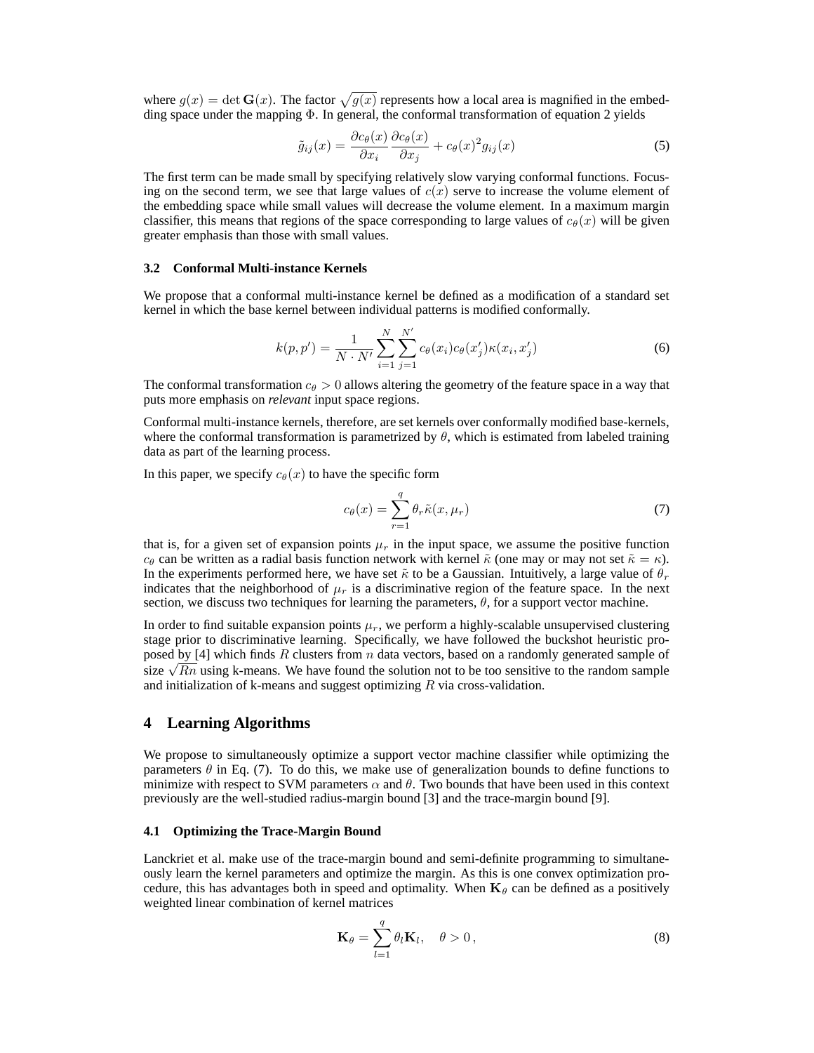where $g(x) = \det \mathbf{G}(x)$. The factor $\sqrt{g(x)}$ represents how a local area is magnified in the embedding space under the mapping $\Phi$. In general, the conformal transformation of equation 2 yields

$$\tilde{g}_{ij}(x) = \frac{\partial c_\theta(x)}{\partial x_i} \frac{\partial c_\theta(x)}{\partial x_j} + c_\theta(x)^2 g_{ij}(x) \tag{5}$$

The first term can be made small by specifying relatively slow varying conformal functions. Focusing on the second term, we see that large values of $c(x)$ serve to increase the volume element of the embedding space while small values will decrease the volume element. In a maximum margin classifier, this means that regions of the space corresponding to large values of $c_\theta(x)$ will be given greater emphasis than those with small values.

### 3.2 Conformal Multi-instance Kernels

We propose that a conformal multi-instance kernel be defined as a modification of a standard set kernel in which the base kernel between individual patterns is modified conformally.

$$k(p, p') = \frac{1}{N \cdot N'} \sum_{i=1}^{N} \sum_{j=1}^{N'} c_\theta(x_i) c_\theta(x'_j) \kappa(x_i, x'_j) \tag{6}$$

The conformal transformation $c_\theta > 0$ allows altering the geometry of the feature space in a way that puts more emphasis on *relevant* input space regions.

Conformal multi-instance kernels, therefore, are set kernels over conformally modified base-kernels, where the conformal transformation is parametrized by $\theta$, which is estimated from labeled training data as part of the learning process.

In this paper, we specify $c_\theta(x)$ to have the specific form

$$c_\theta(x) = \sum_{r=1}^{q} \theta_r \tilde{\kappa}(x, \mu_r) \tag{7}$$

that is, for a given set of expansion points $\mu_r$ in the input space, we assume the positive function $c_\theta$ can be written as a radial basis function network with kernel $\tilde{\kappa}$ (one may or may not set $\tilde{\kappa} = \kappa$). In the experiments performed here, we have set $\tilde{\kappa}$ to be a Gaussian. Intuitively, a large value of $\theta_r$ indicates that the neighborhood of $\mu_r$ is a discriminative region of the feature space. In the next section, we discuss two techniques for learning the parameters, $\theta$, for a support vector machine.

In order to find suitable expansion points $\mu_r$, we perform a highly-scalable unsupervised clustering stage prior to discriminative learning. Specifically, we have followed the buckshot heuristic proposed by [4] which finds $R$ clusters from $n$ data vectors, based on a randomly generated sample of size $\sqrt{Rn}$ using k-means. We have found the solution not to be too sensitive to the random sample and initialization of k-means and suggest optimizing $R$ via cross-validation.

## 4 Learning Algorithms

We propose to simultaneously optimize a support vector machine classifier while optimizing the parameters $\theta$ in Eq. (7). To do this, we make use of generalization bounds to define functions to minimize with respect to SVM parameters $\alpha$ and $\theta$. Two bounds that have been used in this context previously are the well-studied radius-margin bound [3] and the trace-margin bound [9].

### 4.1 Optimizing the Trace-Margin Bound

Lanckriet et al. make use of the trace-margin bound and semi-definite programming to simultaneously learn the kernel parameters and optimize the margin. As this is one convex optimization procedure, this has advantages both in speed and optimality. When $\mathbf{K}_\theta$ can be defined as a positively weighted linear combination of kernel matrices

$$\mathbf{K}_\theta = \sum_{l=1}^{q} \theta_l \mathbf{K}_l, \quad \theta > 0\,, \tag{8}$$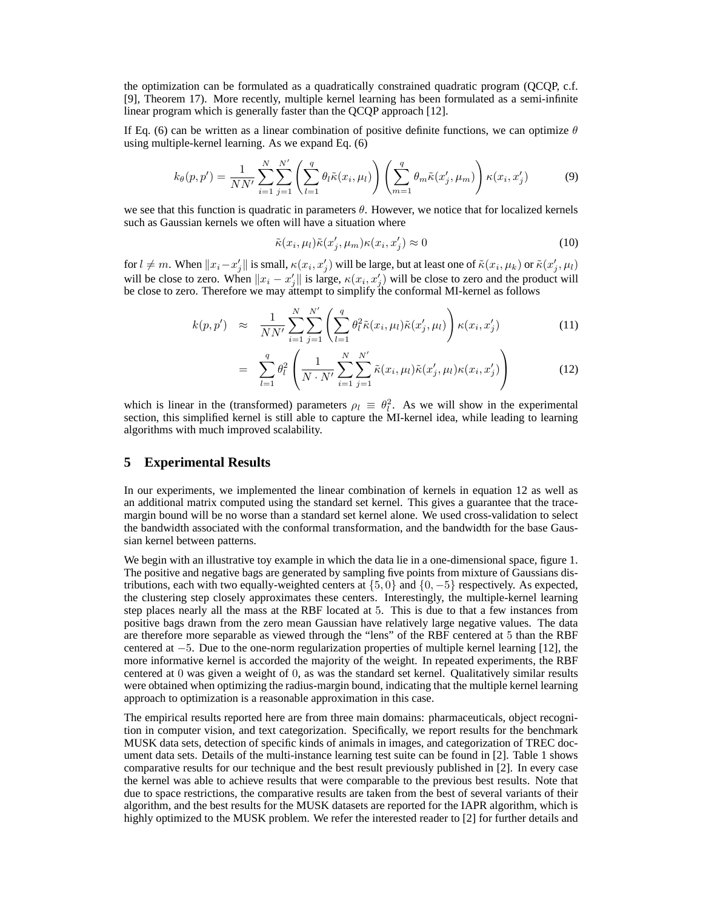the optimization can be formulated as a quadratically constrained quadratic program (QCQP, c.f. [9], Theorem 17). More recently, multiple kernel learning has been formulated as a semi-infinite linear program which is generally faster than the QCQP approach [12].

If Eq. (6) can be written as a linear combination of positive definite functions, we can optimize $\theta$ using multiple-kernel learning. As we expand Eq. (6)

$$k_\theta(p, p') = \frac{1}{NN'} \sum_{i=1}^{N} \sum_{j=1}^{N'} \left( \sum_{l=1}^{q} \theta_l \tilde{\kappa}(x_i, \mu_l) \right) \left( \sum_{m=1}^{q} \theta_m \tilde{\kappa}(x'_j, \mu_m) \right) \kappa(x_i, x'_j) \tag{9}$$

we see that this function is quadratic in parameters $\theta$. However, we notice that for localized kernels such as Gaussian kernels we often will have a situation where

$$\tilde{\kappa}(x_i, \mu_l)\tilde{\kappa}(x'_j, \mu_m)\kappa(x_i, x'_j) \approx 0 \tag{10}$$

for $l \neq m$. When $\|x_i - x'_j\|$ is small, $\kappa(x_i, x'_j)$ will be large, but at least one of $\tilde{\kappa}(x_i, \mu_k)$ or $\tilde{\kappa}(x'_j, \mu_l)$ will be close to zero. When $\|x_i - x'_j\|$ is large, $\kappa(x_i, x'_j)$ will be close to zero and the product will be close to zero. Therefore we may attempt to simplify the conformal MI-kernel as follows

$$k(p, p') \approx \frac{1}{NN'} \sum_{i=1}^{N} \sum_{j=1}^{N'} \left( \sum_{l=1}^{q} \theta_l^2 \tilde{\kappa}(x_i, \mu_l)\tilde{\kappa}(x'_j, \mu_l) \right) \kappa(x_i, x'_j) \tag{11}$$

$$= \sum_{l=1}^{q} \theta_l^2 \left( \frac{1}{N \cdot N'} \sum_{i=1}^{N} \sum_{j=1}^{N'} \tilde{\kappa}(x_i, \mu_l)\tilde{\kappa}(x'_j, \mu_l)\kappa(x_i, x'_j) \right) \tag{12}$$

which is linear in the (transformed) parameters $\rho_l \equiv \theta_l^2$. As we will show in the experimental section, this simplified kernel is still able to capture the MI-kernel idea, while leading to learning algorithms with much improved scalability.

## 5 Experimental Results

In our experiments, we implemented the linear combination of kernels in equation 12 as well as an additional matrix computed using the standard set kernel. This gives a guarantee that the trace-margin bound will be no worse than a standard set kernel alone. We used cross-validation to select the bandwidth associated with the conformal transformation, and the bandwidth for the base Gaussian kernel between patterns.

We begin with an illustrative toy example in which the data lie in a one-dimensional space, figure 1. The positive and negative bags are generated by sampling five points from mixture of Gaussians distributions, each with two equally-weighted centers at $\{5, 0\}$ and $\{0, -5\}$ respectively. As expected, the clustering step closely approximates these centers. Interestingly, the multiple-kernel learning step places nearly all the mass at the RBF located at 5. This is due to that a few instances from positive bags drawn from the zero mean Gaussian have relatively large negative values. The data are therefore more separable as viewed through the "lens" of the RBF centered at 5 than the RBF centered at $-5$. Due to the one-norm regularization properties of multiple kernel learning [12], the more informative kernel is accorded the majority of the weight. In repeated experiments, the RBF centered at 0 was given a weight of 0, as was the standard set kernel. Qualitatively similar results were obtained when optimizing the radius-margin bound, indicating that the multiple kernel learning approach to optimization is a reasonable approximation in this case.

The empirical results reported here are from three main domains: pharmaceuticals, object recognition in computer vision, and text categorization. Specifically, we report results for the benchmark MUSK data sets, detection of specific kinds of animals in images, and categorization of TREC document data sets. Details of the multi-instance learning test suite can be found in [2]. Table 1 shows comparative results for our technique and the best result previously published in [2]. In every case the kernel was able to achieve results that were comparable to the previous best results. Note that due to space restrictions, the comparative results are taken from the best of several variants of their algorithm, and the best results for the MUSK datasets are reported for the IAPR algorithm, which is highly optimized to the MUSK problem. We refer the interested reader to [2] for further details and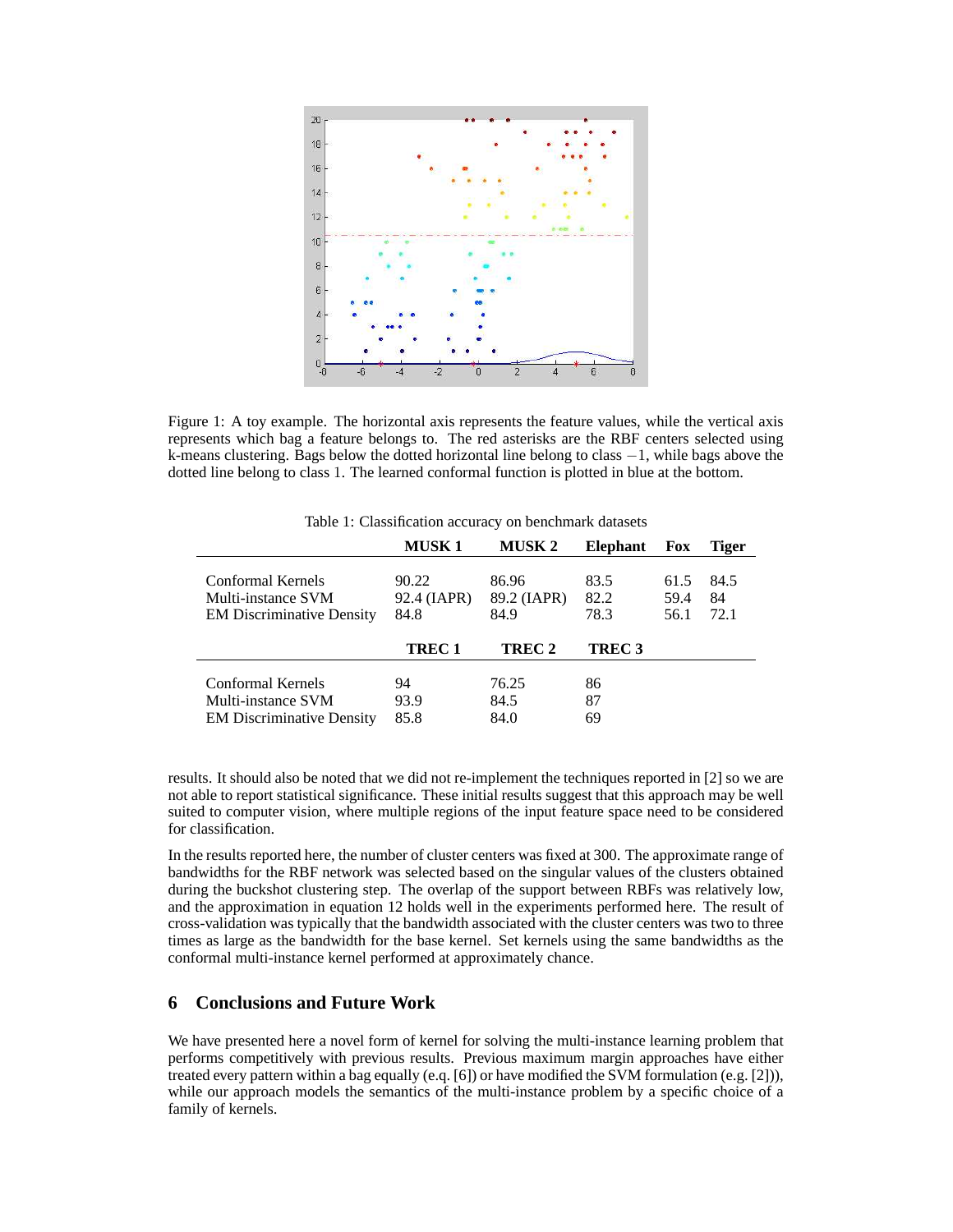Figure 1: A toy example. The horizontal axis represents the feature values, while the vertical axis represents which bag a feature belongs to. The red asterisks are the RBF centers selected using k-means clustering. Bags below the dotted horizontal line belong to class $-1$, while bags above the dotted line belong to class 1. The learned conformal function is plotted in blue at the bottom.

Table 1: Classification accuracy on benchmark datasets

| | **MUSK 1** | **MUSK 2** | **Elephant** | **Fox** | **Tiger** |
|---|---|---|---|---|---|
| Conformal Kernels | 90.22 | 86.96 | 83.5 | 61.5 | 84.5 |
| Multi-instance SVM | 92.4 (IAPR) | 89.2 (IAPR) | 82.2 | 59.4 | 84 |
| EM Discriminative Density | 84.8 | 84.9 | 78.3 | 56.1 | 72.1 |
| | **TREC 1** | **TREC 2** | **TREC 3** | | |
| Conformal Kernels | 94 | 76.25 | 86 | | |
| Multi-instance SVM | 93.9 | 84.5 | 87 | | |
| EM Discriminative Density | 85.8 | 84.0 | 69 | | |

results. It should also be noted that we did not re-implement the techniques reported in [2] so we are not able to report statistical significance. These initial results suggest that this approach may be well suited to computer vision, where multiple regions of the input feature space need to be considered for classification.

In the results reported here, the number of cluster centers was fixed at 300. The approximate range of bandwidths for the RBF network was selected based on the singular values of the clusters obtained during the buckshot clustering step. The overlap of the support between RBFs was relatively low, and the approximation in equation 12 holds well in the experiments performed here. The result of cross-validation was typically that the bandwidth associated with the cluster centers was two to three times as large as the bandwidth for the base kernel. Set kernels using the same bandwidths as the conformal multi-instance kernel performed at approximately chance.

## 6 Conclusions and Future Work

We have presented here a novel form of kernel for solving the multi-instance learning problem that performs competitively with previous results. Previous maximum margin approaches have either treated every pattern within a bag equally (e.g. [6]) or have modified the SVM formulation (e.g. [2])), while our approach models the semantics of the multi-instance problem by a specific choice of a family of kernels.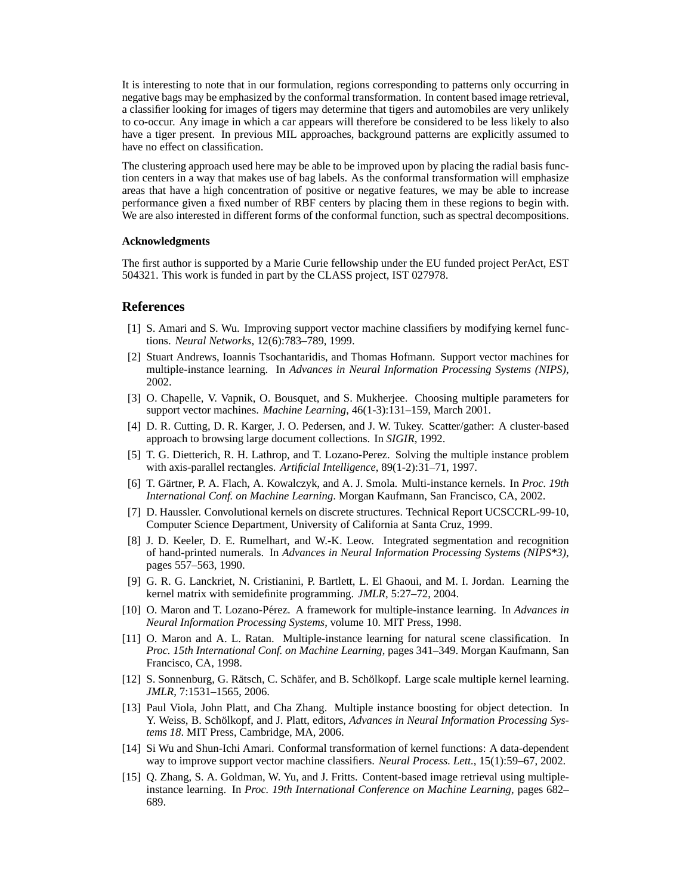It is interesting to note that in our formulation, regions corresponding to patterns only occurring in negative bags may be emphasized by the conformal transformation. In content based image retrieval, a classifier looking for images of tigers may determine that tigers and automobiles are very unlikely to co-occur. Any image in which a car appears will therefore be considered to be less likely to also have a tiger present. In previous MIL approaches, background patterns are explicitly assumed to have no effect on classification.

The clustering approach used here may be able to be improved upon by placing the radial basis function centers in a way that makes use of bag labels. As the conformal transformation will emphasize areas that have a high concentration of positive or negative features, we may be able to increase performance given a fixed number of RBF centers by placing them in these regions to begin with. We are also interested in different forms of the conformal function, such as spectral decompositions.

#### Acknowledgments

The first author is supported by a Marie Curie fellowship under the EU funded project PerAct, EST 504321. This work is funded in part by the CLASS project, IST 027978.

## References

[1] S. Amari and S. Wu. Improving support vector machine classifiers by modifying kernel functions. *Neural Networks*, 12(6):783–789, 1999.

[2] Stuart Andrews, Ioannis Tsochantaridis, and Thomas Hofmann. Support vector machines for multiple-instance learning. In *Advances in Neural Information Processing Systems (NIPS)*, 2002.

[3] O. Chapelle, V. Vapnik, O. Bousquet, and S. Mukherjee. Choosing multiple parameters for support vector machines. *Machine Learning*, 46(1-3):131–159, March 2001.

[4] D. R. Cutting, D. R. Karger, J. O. Pedersen, and J. W. Tukey. Scatter/gather: A cluster-based approach to browsing large document collections. In *SIGIR*, 1992.

[5] T. G. Dietterich, R. H. Lathrop, and T. Lozano-Perez. Solving the multiple instance problem with axis-parallel rectangles. *Artificial Intelligence*, 89(1-2):31–71, 1997.

[6] T. Gärtner, P. A. Flach, A. Kowalczyk, and A. J. Smola. Multi-instance kernels. In *Proc. 19th International Conf. on Machine Learning*. Morgan Kaufmann, San Francisco, CA, 2002.

[7] D. Haussler. Convolutional kernels on discrete structures. Technical Report UCSCCRL-99-10, Computer Science Department, University of California at Santa Cruz, 1999.

[8] J. D. Keeler, D. E. Rumelhart, and W.-K. Leow. Integrated segmentation and recognition of hand-printed numerals. In *Advances in Neural Information Processing Systems (NIPS\*3)*, pages 557–563, 1990.

[9] G. R. G. Lanckriet, N. Cristianini, P. Bartlett, L. El Ghaoui, and M. I. Jordan. Learning the kernel matrix with semidefinite programming. *JMLR*, 5:27–72, 2004.

[10] O. Maron and T. Lozano-Pérez. A framework for multiple-instance learning. In *Advances in Neural Information Processing Systems*, volume 10. MIT Press, 1998.

[11] O. Maron and A. L. Ratan. Multiple-instance learning for natural scene classification. In *Proc. 15th International Conf. on Machine Learning*, pages 341–349. Morgan Kaufmann, San Francisco, CA, 1998.

[12] S. Sonnenburg, G. Rätsch, C. Schäfer, and B. Schölkopf. Large scale multiple kernel learning. *JMLR*, 7:1531–1565, 2006.

[13] Paul Viola, John Platt, and Cha Zhang. Multiple instance boosting for object detection. In Y. Weiss, B. Schölkopf, and J. Platt, editors, *Advances in Neural Information Processing Systems 18*. MIT Press, Cambridge, MA, 2006.

[14] Si Wu and Shun-Ichi Amari. Conformal transformation of kernel functions: A data-dependent way to improve support vector machine classifiers. *Neural Process. Lett.*, 15(1):59–67, 2002.

[15] Q. Zhang, S. A. Goldman, W. Yu, and J. Fritts. Content-based image retrieval using multiple-instance learning. In *Proc. 19th International Conference on Machine Learning*, pages 682–689.